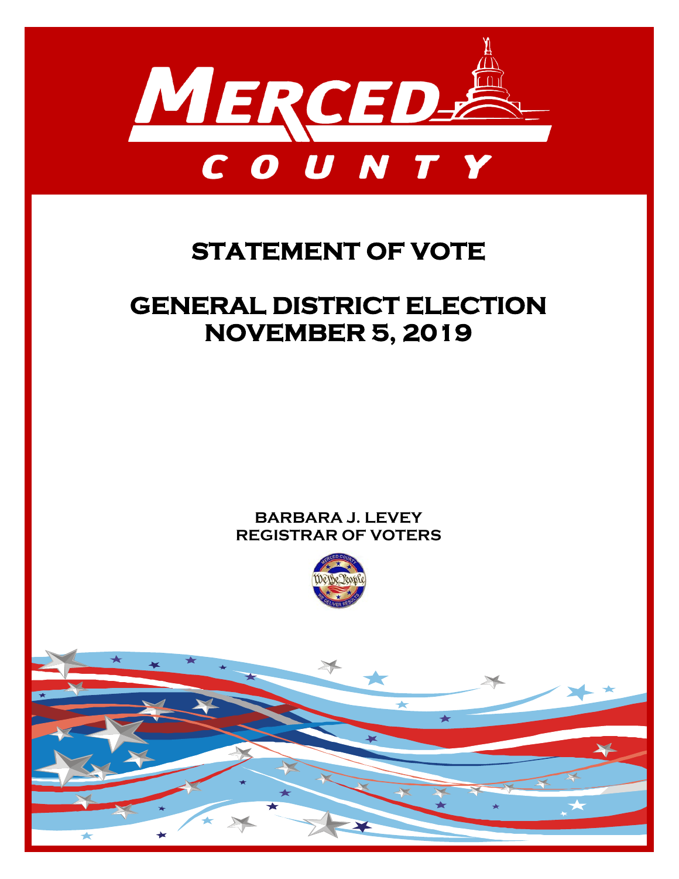# MERCED COUNTY

# STATEMENT OF VOTE

## GENERAL DISTRICT ELECTION
## NOVEMBER 5, 2019

**BARBARA J. LEVEY**
**REGISTRAR OF VOTERS**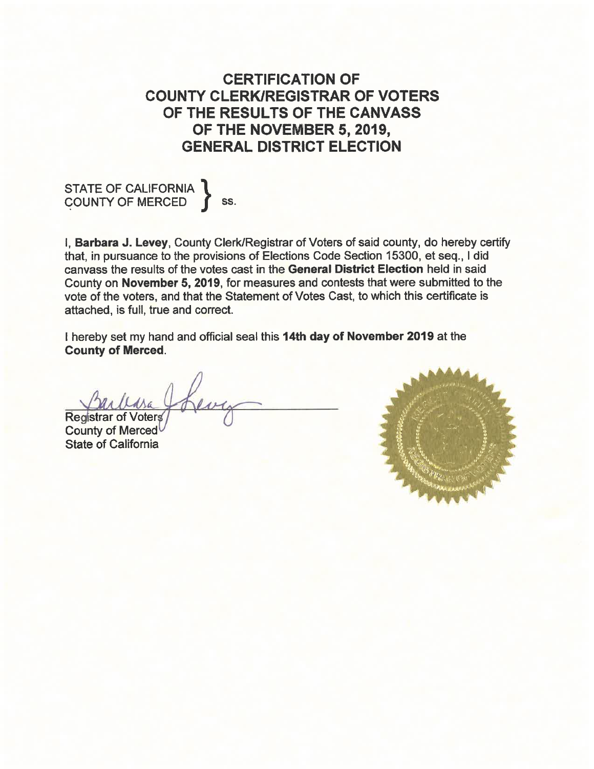# CERTIFICATION OF COUNTY CLERK/REGISTRAR OF VOTERS OF THE RESULTS OF THE CANVASS OF THE NOVEMBER 5, 2019, GENERAL DISTRICT ELECTION

STATE OF CALIFORNIA }
COUNTY OF MERCED } ss.

I, **Barbara J. Levey**, County Clerk/Registrar of Voters of said county, do hereby certify that, in pursuance to the provisions of Elections Code Section 15300, et seq., I did canvass the results of the votes cast in the **General District Election** held in said County on **November 5, 2019**, for measures and contests that were submitted to the vote of the voters, and that the Statement of Votes Cast, to which this certificate is attached, is full, true and correct.

I hereby set my hand and official seal this **14th day of November 2019** at the **County of Merced**.

Registrar of Voters
County of Merced
State of California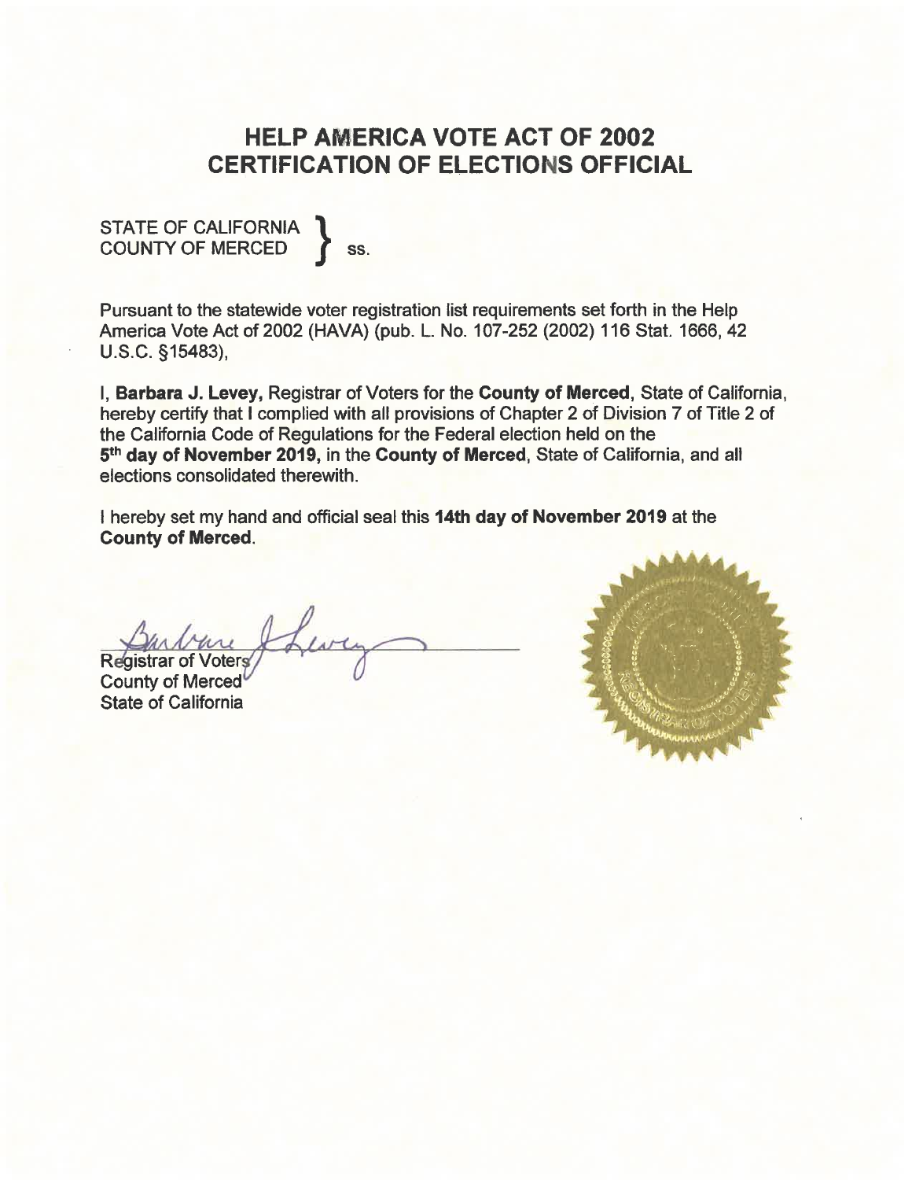# HELP AMERICA VOTE ACT OF 2002
# CERTIFICATION OF ELECTIONS OFFICIAL

STATE OF CALIFORNIA }
COUNTY OF MERCED } ss.

Pursuant to the statewide voter registration list requirements set forth in the Help America Vote Act of 2002 (HAVA) (pub. L. No. 107-252 (2002) 116 Stat. 1666, 42 U.S.C. §15483),

I, **Barbara J. Levey,** Registrar of Voters for the **County of Merced**, State of California, hereby certify that I complied with all provisions of Chapter 2 of Division 7 of Title 2 of the California Code of Regulations for the Federal election held on the **5th day of November 2019,** in the **County of Merced**, State of California, and all elections consolidated therewith.

I hereby set my hand and official seal this **14th day of November 2019** at the **County of Merced**.

Registrar of Voters
County of Merced
State of California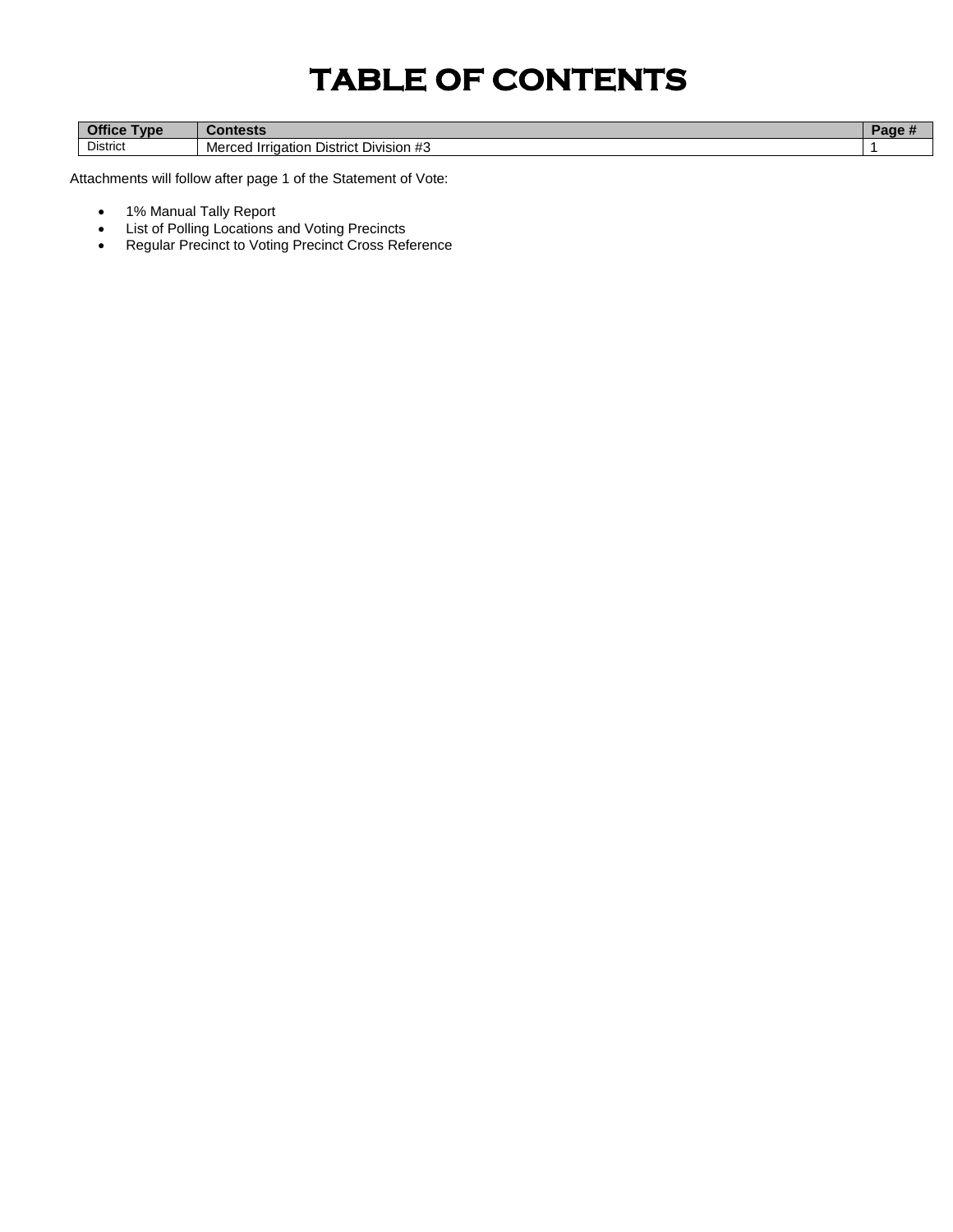# TABLE OF CONTENTS

| Office Type | Contests | Page # |
| --- | --- | --- |
| District | Merced Irrigation District Division #3 | 1 |

Attachments will follow after page 1 of the Statement of Vote:

- 1% Manual Tally Report
- List of Polling Locations and Voting Precincts
- Regular Precinct to Voting Precinct Cross Reference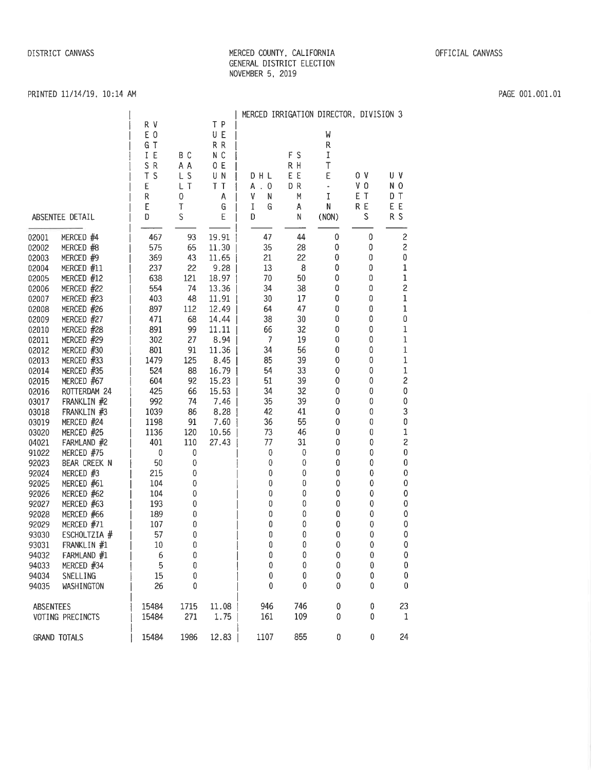DISTRICT CANVASS

MERCED COUNTY, CALIFORNIA
GENERAL DISTRICT ELECTION
NOVEMBER 5, 2019

OFFICIAL CANVASS

PRINTED 11/14/19, 10:14 AM

| ABSENTEE DETAIL | | REGISTERED VOTERS | BALLOTS CAST | TURNOUT PERCENTAGE | MERCED IRRIGATION DIRECTOR, DIVISION 3 | | | | |
|---|---|---|---|---|---|---|---|---|---|
| | | | | | DAVID LOFING | FRED SHERMAN | WRITE-IN (NON) | OVER VOTES | UNDER VOTES |
| 02001 | MERCED #4 | 467 | 93 | 19.91 | 47 | 44 | 0 | 0 | 2 |
| 02002 | MERCED #8 | 575 | 65 | 11.30 | 35 | 28 | 0 | 0 | 2 |
| 02003 | MERCED #9 | 369 | 43 | 11.65 | 21 | 22 | 0 | 0 | 0 |
| 02004 | MERCED #11 | 237 | 22 | 9.28 | 13 | 8 | 0 | 0 | 1 |
| 02005 | MERCED #12 | 638 | 121 | 18.97 | 70 | 50 | 0 | 0 | 1 |
| 02006 | MERCED #22 | 554 | 74 | 13.36 | 34 | 38 | 0 | 0 | 2 |
| 02007 | MERCED #23 | 403 | 48 | 11.91 | 30 | 17 | 0 | 0 | 1 |
| 02008 | MERCED #26 | 897 | 112 | 12.49 | 64 | 47 | 0 | 0 | 1 |
| 02009 | MERCED #27 | 471 | 68 | 14.44 | 38 | 30 | 0 | 0 | 0 |
| 02010 | MERCED #28 | 891 | 99 | 11.11 | 66 | 32 | 0 | 0 | 1 |
| 02011 | MERCED #29 | 302 | 27 | 8.94 | 7 | 19 | 0 | 0 | 1 |
| 02012 | MERCED #30 | 801 | 91 | 11.36 | 34 | 56 | 0 | 0 | 1 |
| 02013 | MERCED #33 | 1479 | 125 | 8.45 | 85 | 39 | 0 | 0 | 1 |
| 02014 | MERCED #35 | 524 | 88 | 16.79 | 54 | 33 | 0 | 0 | 1 |
| 02015 | MERCED #67 | 604 | 92 | 15.23 | 51 | 39 | 0 | 0 | 2 |
| 02016 | ROTTERDAM 24 | 425 | 66 | 15.53 | 34 | 32 | 0 | 0 | 0 |
| 03017 | FRANKLIN #2 | 992 | 74 | 7.46 | 35 | 39 | 0 | 0 | 0 |
| 03018 | FRANKLIN #3 | 1039 | 86 | 8.28 | 42 | 41 | 0 | 0 | 3 |
| 03019 | MERCED #24 | 1198 | 91 | 7.60 | 36 | 55 | 0 | 0 | 0 |
| 03020 | MERCED #25 | 1136 | 120 | 10.56 | 73 | 46 | 0 | 0 | 1 |
| 04021 | FARMLAND #2 | 401 | 110 | 27.43 | 77 | 31 | 0 | 0 | 2 |
| 91022 | MERCED #75 | 0 | 0 | | 0 | 0 | 0 | 0 | 0 |
| 92023 | BEAR CREEK N | 50 | 0 | | 0 | 0 | 0 | 0 | 0 |
| 92024 | MERCED #3 | 215 | 0 | | 0 | 0 | 0 | 0 | 0 |
| 92025 | MERCED #61 | 104 | 0 | | 0 | 0 | 0 | 0 | 0 |
| 92026 | MERCED #62 | 104 | 0 | | 0 | 0 | 0 | 0 | 0 |
| 92027 | MERCED #63 | 193 | 0 | | 0 | 0 | 0 | 0 | 0 |
| 92028 | MERCED #66 | 189 | 0 | | 0 | 0 | 0 | 0 | 0 |
| 92029 | MERCED #71 | 107 | 0 | | 0 | 0 | 0 | 0 | 0 |
| 93030 | ESCHOLTZIA # | 57 | 0 | | 0 | 0 | 0 | 0 | 0 |
| 93031 | FRANKLIN #1 | 10 | 0 | | 0 | 0 | 0 | 0 | 0 |
| 94032 | FARMLAND #1 | 6 | 0 | | 0 | 0 | 0 | 0 | 0 |
| 94033 | MERCED #34 | 5 | 0 | | 0 | 0 | 0 | 0 | 0 |
| 94034 | SNELLING | 15 | 0 | | 0 | 0 | 0 | 0 | 0 |
| 94035 | WASHINGTON | 26 | 0 | | 0 | 0 | 0 | 0 | 0 |
| ABSENTEES | | 15484 | 1715 | 11.08 | 946 | 746 | 0 | 0 | 23 |
| VOTING PRECINCTS | | 15484 | 271 | 1.75 | 161 | 109 | 0 | 0 | 1 |
| GRAND TOTALS | | 15484 | 1986 | 12.83 | 1107 | 855 | 0 | 0 | 24 |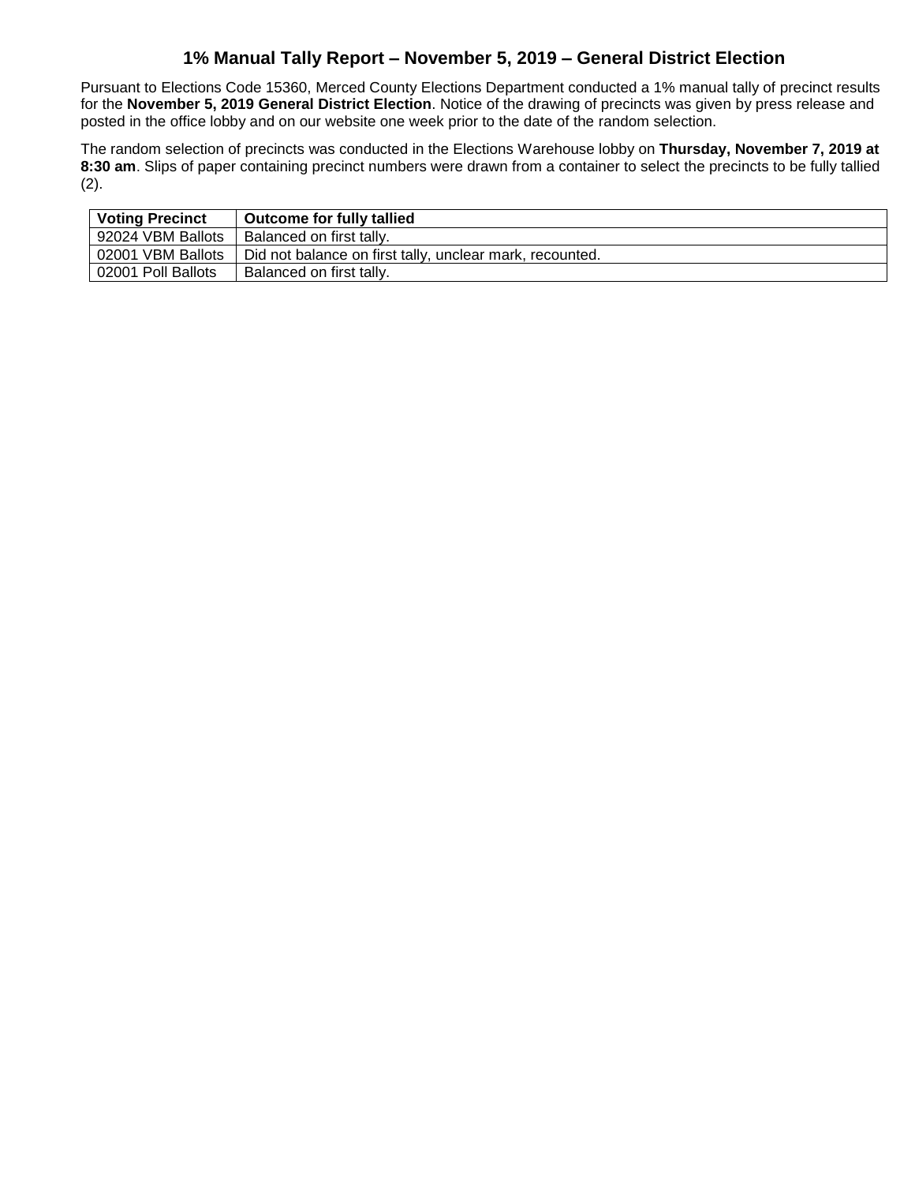# 1% Manual Tally Report – November 5, 2019 – General District Election

Pursuant to Elections Code 15360, Merced County Elections Department conducted a 1% manual tally of precinct results for the **November 5, 2019 General District Election**. Notice of the drawing of precincts was given by press release and posted in the office lobby and on our website one week prior to the date of the random selection.

The random selection of precincts was conducted in the Elections Warehouse lobby on **Thursday, November 7, 2019 at 8:30 am**. Slips of paper containing precinct numbers were drawn from a container to select the precincts to be fully tallied (2).

| Voting Precinct | Outcome for fully tallied |
| --- | --- |
| 92024 VBM Ballots | Balanced on first tally. |
| 02001 VBM Ballots | Did not balance on first tally, unclear mark, recounted. |
| 02001 Poll Ballots | Balanced on first tally. |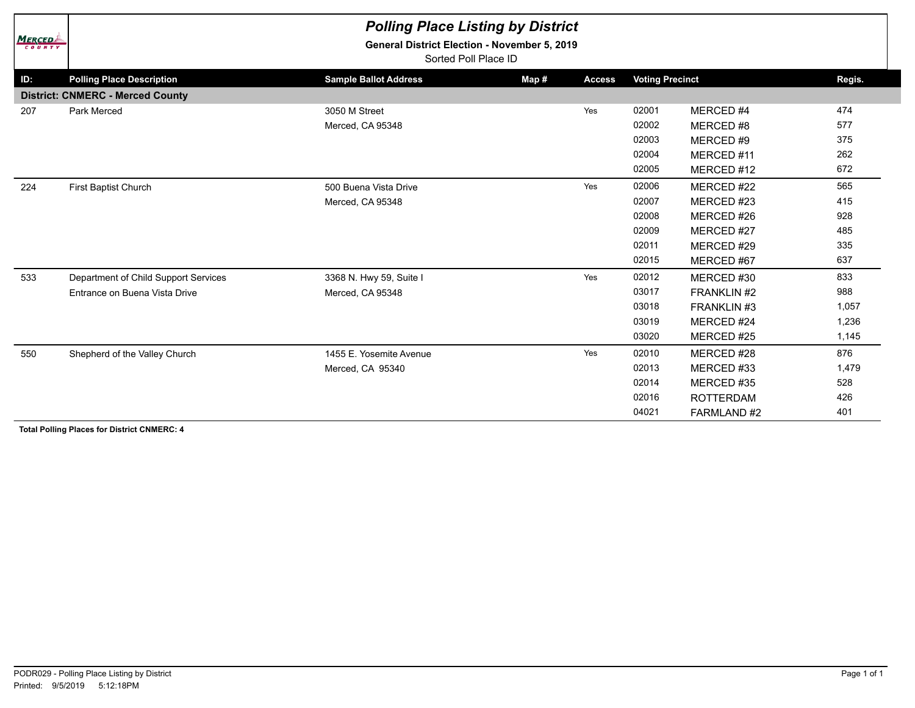# Polling Place Listing by District

**General District Election - November 5, 2019**

Sorted Poll Place ID

| ID: | Polling Place Description | Sample Ballot Address | Map # | Access | Voting Precinct | | Regis. |
|---|---|---|---|---|---|---|---|
| **District: CNMERC - Merced County** | | | | | | | |
| 207 | Park Merced | 3050 M Street | | Yes | 02001 | MERCED #4 | 474 |
| | | Merced, CA 95348 | | | 02002 | MERCED #8 | 577 |
| | | | | | 02003 | MERCED #9 | 375 |
| | | | | | 02004 | MERCED #11 | 262 |
| | | | | | 02005 | MERCED #12 | 672 |
| 224 | First Baptist Church | 500 Buena Vista Drive | | Yes | 02006 | MERCED #22 | 565 |
| | | Merced, CA 95348 | | | 02007 | MERCED #23 | 415 |
| | | | | | 02008 | MERCED #26 | 928 |
| | | | | | 02009 | MERCED #27 | 485 |
| | | | | | 02011 | MERCED #29 | 335 |
| | | | | | 02015 | MERCED #67 | 637 |
| 533 | Department of Child Support Services | 3368 N. Hwy 59, Suite I | | Yes | 02012 | MERCED #30 | 833 |
| | Entrance on Buena Vista Drive | Merced, CA 95348 | | | 03017 | FRANKLIN #2 | 988 |
| | | | | | 03018 | FRANKLIN #3 | 1,057 |
| | | | | | 03019 | MERCED #24 | 1,236 |
| | | | | | 03020 | MERCED #25 | 1,145 |
| 550 | Shepherd of the Valley Church | 1455 E. Yosemite Avenue | | Yes | 02010 | MERCED #28 | 876 |
| | | Merced, CA 95340 | | | 02013 | MERCED #33 | 1,479 |
| | | | | | 02014 | MERCED #35 | 528 |
| | | | | | 02016 | ROTTERDAM | 426 |
| | | | | | 04021 | FARMLAND #2 | 401 |

**Total Polling Places for District CNMERC: 4**

PODR029 - Polling Place Listing by District

Printed: 9/5/2019 5:12:18PM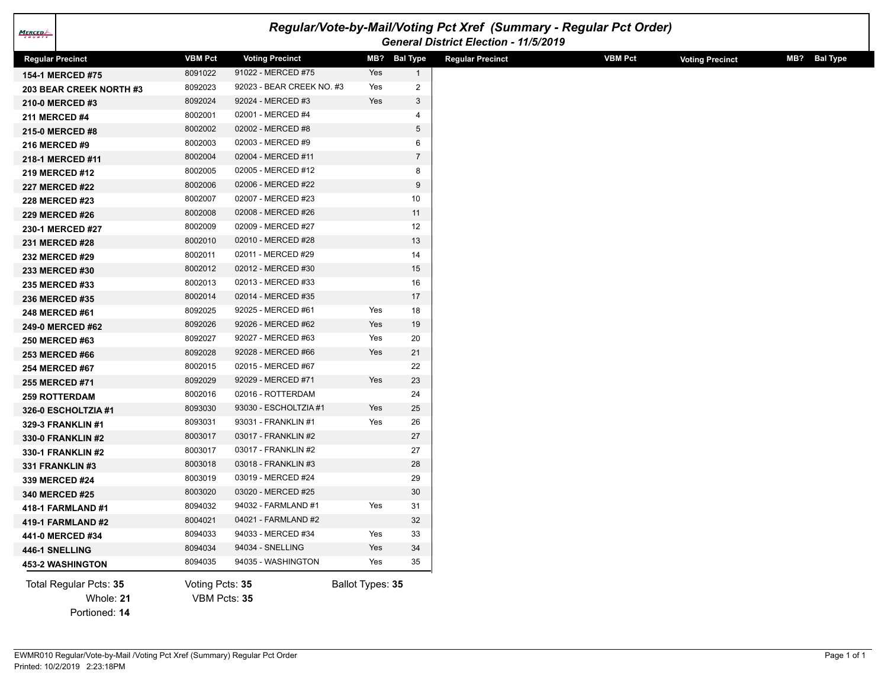# Regular/Vote-by-Mail/Voting Pct Xref (Summary - Regular Pct Order)

## General District Election - 11/5/2019

| Regular Precinct | VBM Pct | Voting Precinct | MB? | Bal Type |
|---|---|---|---|---|
| 154-1 MERCED #75 | 8091022 | 91022 - MERCED #75 | Yes | 1 |
| 203 BEAR CREEK NORTH #3 | 8092023 | 92023 - BEAR CREEK NO. #3 | Yes | 2 |
| 210-0 MERCED #3 | 8092024 | 92024 - MERCED #3 | Yes | 3 |
| 211 MERCED #4 | 8002001 | 02001 - MERCED #4 | | 4 |
| 215-0 MERCED #8 | 8002002 | 02002 - MERCED #8 | | 5 |
| 216 MERCED #9 | 8002003 | 02003 - MERCED #9 | | 6 |
| 218-1 MERCED #11 | 8002004 | 02004 - MERCED #11 | | 7 |
| 219 MERCED #12 | 8002005 | 02005 - MERCED #12 | | 8 |
| 227 MERCED #22 | 8002006 | 02006 - MERCED #22 | | 9 |
| 228 MERCED #23 | 8002007 | 02007 - MERCED #23 | | 10 |
| 229 MERCED #26 | 8002008 | 02008 - MERCED #26 | | 11 |
| 230-1 MERCED #27 | 8002009 | 02009 - MERCED #27 | | 12 |
| 231 MERCED #28 | 8002010 | 02010 - MERCED #28 | | 13 |
| 232 MERCED #29 | 8002011 | 02011 - MERCED #29 | | 14 |
| 233 MERCED #30 | 8002012 | 02012 - MERCED #30 | | 15 |
| 235 MERCED #33 | 8002013 | 02013 - MERCED #33 | | 16 |
| 236 MERCED #35 | 8002014 | 02014 - MERCED #35 | | 17 |
| 248 MERCED #61 | 8092025 | 92025 - MERCED #61 | Yes | 18 |
| 249-0 MERCED #62 | 8092026 | 92026 - MERCED #62 | Yes | 19 |
| 250 MERCED #63 | 8092027 | 92027 - MERCED #63 | Yes | 20 |
| 253 MERCED #66 | 8092028 | 92028 - MERCED #66 | Yes | 21 |
| 254 MERCED #67 | 8002015 | 02015 - MERCED #67 | | 22 |
| 255 MERCED #71 | 8092029 | 92029 - MERCED #71 | Yes | 23 |
| 259 ROTTERDAM | 8002016 | 02016 - ROTTERDAM | | 24 |
| 326-0 ESCHOLTZIA #1 | 8093030 | 93030 - ESCHOLTZIA #1 | Yes | 25 |
| 329-3 FRANKLIN #1 | 8093031 | 93031 - FRANKLIN #1 | Yes | 26 |
| 330-0 FRANKLIN #2 | 8003017 | 03017 - FRANKLIN #2 | | 27 |
| 330-1 FRANKLIN #2 | 8003017 | 03017 - FRANKLIN #2 | | 27 |
| 331 FRANKLIN #3 | 8003018 | 03018 - FRANKLIN #3 | | 28 |
| 339 MERCED #24 | 8003019 | 03019 - MERCED #24 | | 29 |
| 340 MERCED #25 | 8003020 | 03020 - MERCED #25 | | 30 |
| 418-1 FARMLAND #1 | 8094032 | 94032 - FARMLAND #1 | Yes | 31 |
| 419-1 FARMLAND #2 | 8004021 | 04021 - FARMLAND #2 | | 32 |
| 441-0 MERCED #34 | 8094033 | 94033 - MERCED #34 | Yes | 33 |
| 446-1 SNELLING | 8094034 | 94034 - SNELLING | Yes | 34 |
| 453-2 WASHINGTON | 8094035 | 94035 - WASHINGTON | Yes | 35 |

Total Regular Pcts: **35**
Whole: **21**
Portioned: **14**

Voting Pcts: **35**
VBM Pcts: **35**

Ballot Types: **35**

EWMR010 Regular/Vote-by-Mail /Voting Pct Xref (Summary) Regular Pct Order
Printed: 10/2/2019 2:23:18PM